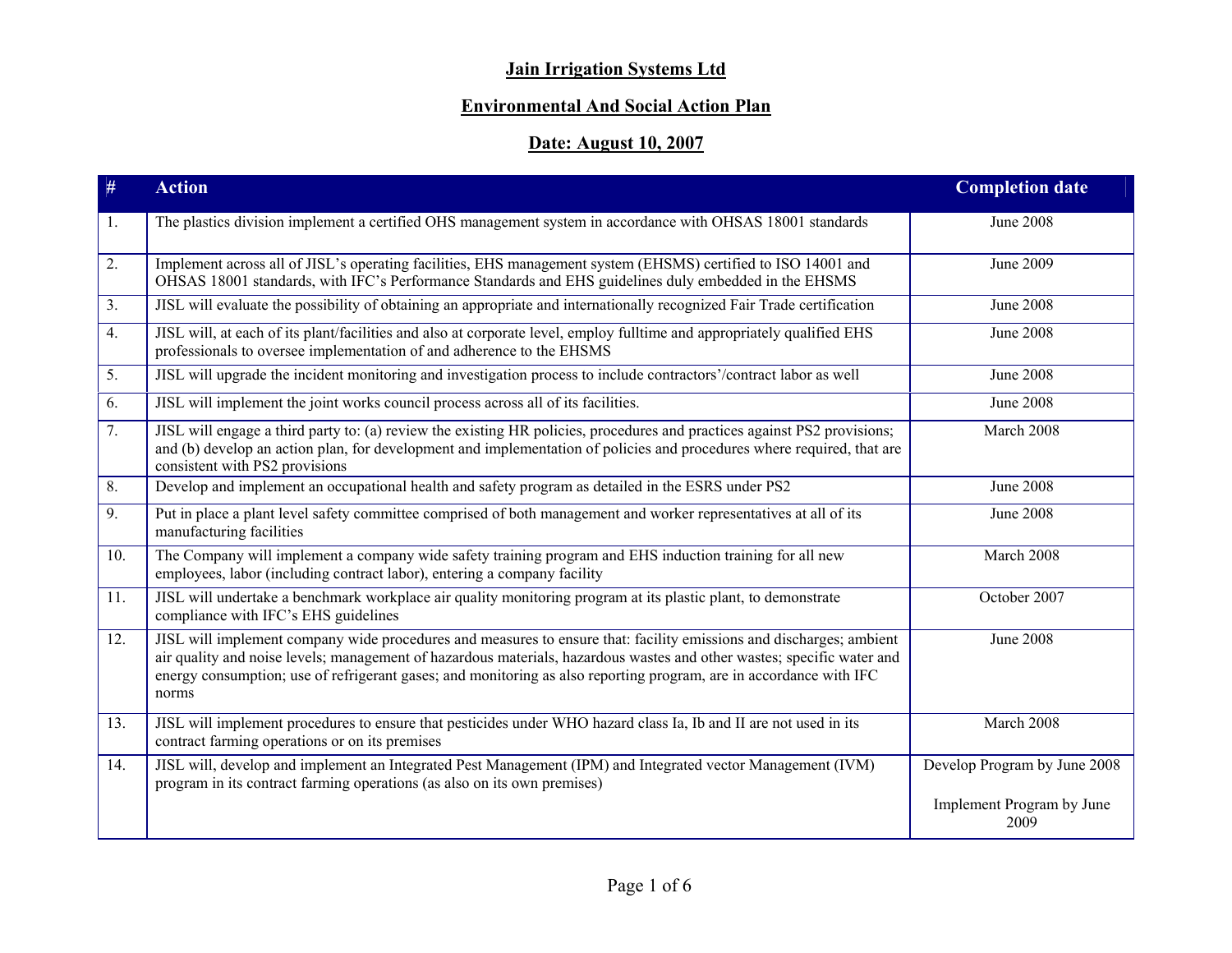# Jain Irrigation Systems Ltd

## Environmental And Social Action Plan

## Date: August 10, 2007

| # | Action | Completion date |
|---|---|---|
| 1. | The plastics division implement a certified OHS management system in accordance with OHSAS 18001 standards | June 2008 |
| 2. | Implement across all of JISL's operating facilities, EHS management system (EHSMS) certified to ISO 14001 and OHSAS 18001 standards, with IFC's Performance Standards and EHS guidelines duly embedded in the EHSMS | June 2009 |
| 3. | JISL will evaluate the possibility of obtaining an appropriate and internationally recognized Fair Trade certification | June 2008 |
| 4. | JISL will, at each of its plant/facilities and also at corporate level, employ fulltime and appropriately qualified EHS professionals to oversee implementation of and adherence to the EHSMS | June 2008 |
| 5. | JISL will upgrade the incident monitoring and investigation process to include contractors'/contract labor as well | June 2008 |
| 6. | JISL will implement the joint works council process across all of its facilities. | June 2008 |
| 7. | JISL will engage a third party to: (a) review the existing HR policies, procedures and practices against PS2 provisions; and (b) develop an action plan, for development and implementation of policies and procedures where required, that are consistent with PS2 provisions | March 2008 |
| 8. | Develop and implement an occupational health and safety program as detailed in the ESRS under PS2 | June 2008 |
| 9. | Put in place a plant level safety committee comprised of both management and worker representatives at all of its manufacturing facilities | June 2008 |
| 10. | The Company will implement a company wide safety training program and EHS induction training for all new employees, labor (including contract labor), entering a company facility | March 2008 |
| 11. | JISL will undertake a benchmark workplace air quality monitoring program at its plastic plant, to demonstrate compliance with IFC's EHS guidelines | October 2007 |
| 12. | JISL will implement company wide procedures and measures to ensure that: facility emissions and discharges; ambient air quality and noise levels; management of hazardous materials, hazardous wastes and other wastes; specific water and energy consumption; use of refrigerant gases; and monitoring as also reporting program, are in accordance with IFC norms | June 2008 |
| 13. | JISL will implement procedures to ensure that pesticides under WHO hazard class Ia, Ib and II are not used in its contract farming operations or on its premises | March 2008 |
| 14. | JISL will, develop and implement an Integrated Pest Management (IPM) and Integrated vector Management (IVM) program in its contract farming operations (as also on its own premises) | Develop Program by June 2008<br><br>Implement Program by June 2009 |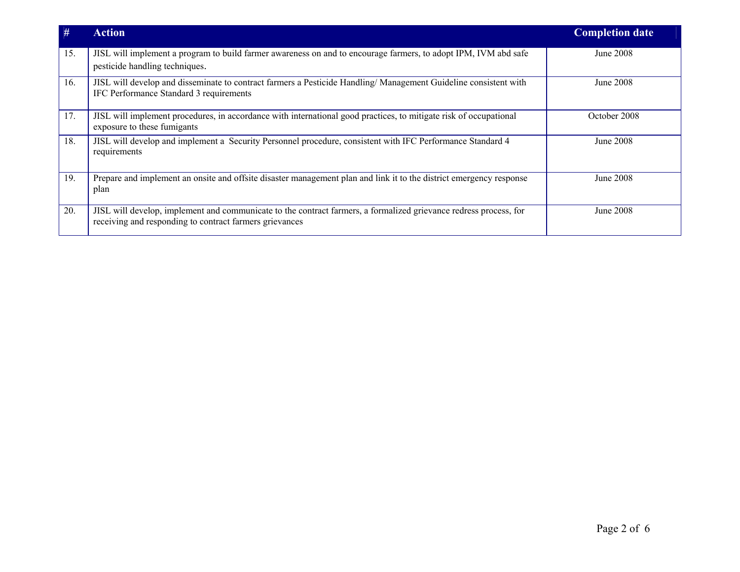| # | Action | Completion date |
|---|---|---|
| 15. | JISL will implement a program to build farmer awareness on and to encourage farmers, to adopt IPM, IVM abd safe pesticide handling techniques. | June 2008 |
| 16. | JISL will develop and disseminate to contract farmers a Pesticide Handling/ Management Guideline consistent with IFC Performance Standard 3 requirements | June 2008 |
| 17. | JISL will implement procedures, in accordance with international good practices, to mitigate risk of occupational exposure to these fumigants | October 2008 |
| 18. | JISL will develop and implement a Security Personnel procedure, consistent with IFC Performance Standard 4 requirements | June 2008 |
| 19. | Prepare and implement an onsite and offsite disaster management plan and link it to the district emergency response plan | June 2008 |
| 20. | JISL will develop, implement and communicate to the contract farmers, a formalized grievance redress process, for receiving and responding to contract farmers grievances | June 2008 |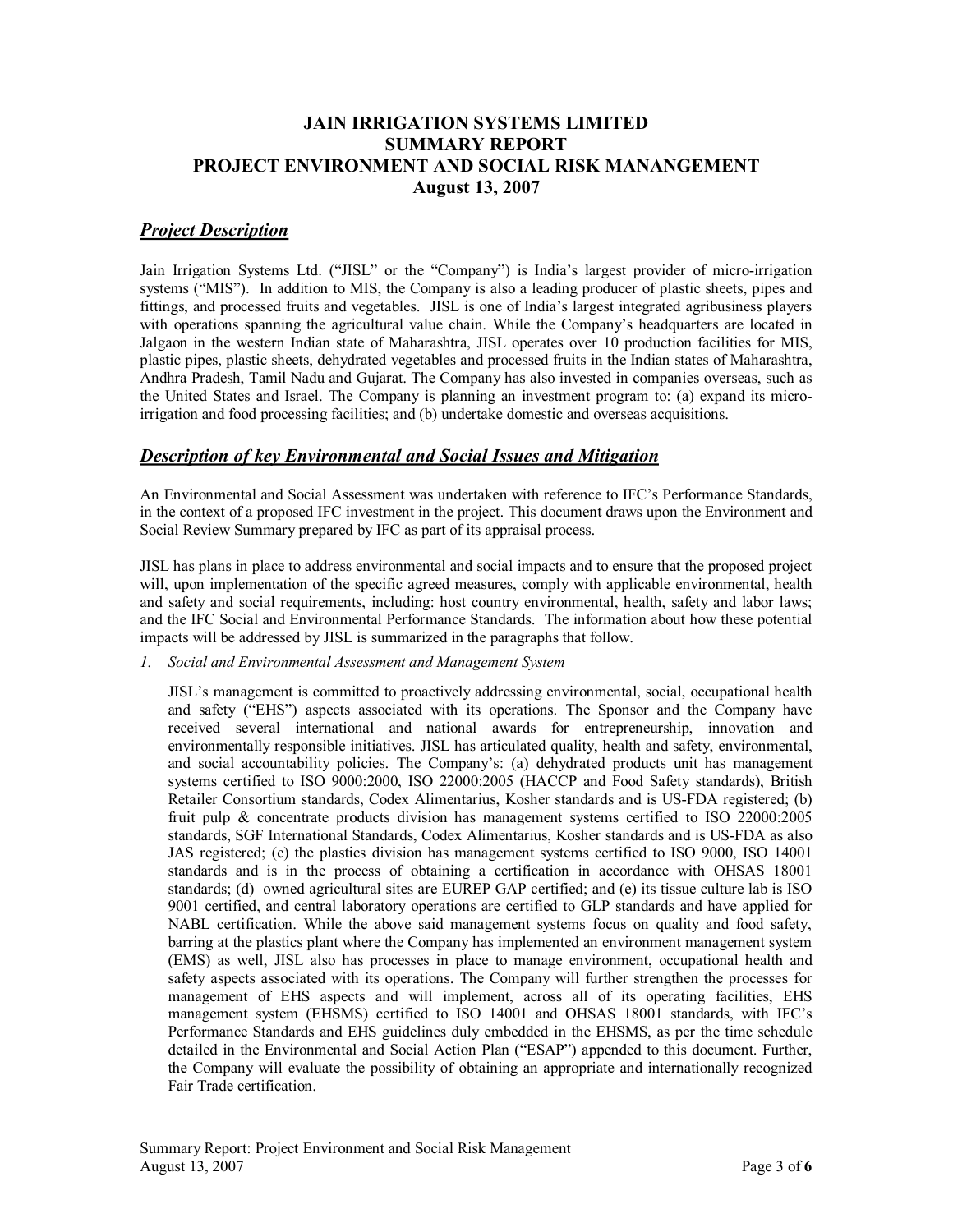# JAIN IRRIGATION SYSTEMS LIMITED
# SUMMARY REPORT
# PROJECT ENVIRONMENT AND SOCIAL RISK MANANGEMENT
# August 13, 2007

## *Project Description*

Jain Irrigation Systems Ltd. ("JISL" or the "Company") is India's largest provider of micro-irrigation systems ("MIS"). In addition to MIS, the Company is also a leading producer of plastic sheets, pipes and fittings, and processed fruits and vegetables. JISL is one of India's largest integrated agribusiness players with operations spanning the agricultural value chain. While the Company's headquarters are located in Jalgaon in the western Indian state of Maharashtra, JISL operates over 10 production facilities for MIS, plastic pipes, plastic sheets, dehydrated vegetables and processed fruits in the Indian states of Maharashtra, Andhra Pradesh, Tamil Nadu and Gujarat. The Company has also invested in companies overseas, such as the United States and Israel. The Company is planning an investment program to: (a) expand its micro-irrigation and food processing facilities; and (b) undertake domestic and overseas acquisitions.

## *Description of key Environmental and Social Issues and Mitigation*

An Environmental and Social Assessment was undertaken with reference to IFC's Performance Standards, in the context of a proposed IFC investment in the project. This document draws upon the Environment and Social Review Summary prepared by IFC as part of its appraisal process.

JISL has plans in place to address environmental and social impacts and to ensure that the proposed project will, upon implementation of the specific agreed measures, comply with applicable environmental, health and safety and social requirements, including: host country environmental, health, safety and labor laws; and the IFC Social and Environmental Performance Standards. The information about how these potential impacts will be addressed by JISL is summarized in the paragraphs that follow.

1. *Social and Environmental Assessment and Management System*

   JISL's management is committed to proactively addressing environmental, social, occupational health and safety ("EHS") aspects associated with its operations. The Sponsor and the Company have received several international and national awards for entrepreneurship, innovation and environmentally responsible initiatives. JISL has articulated quality, health and safety, environmental, and social accountability policies. The Company's: (a) dehydrated products unit has management systems certified to ISO 9000:2000, ISO 22000:2005 (HACCP and Food Safety standards), British Retailer Consortium standards, Codex Alimentarius, Kosher standards and is US-FDA registered; (b) fruit pulp & concentrate products division has management systems certified to ISO 22000:2005 standards, SGF International Standards, Codex Alimentarius, Kosher standards and is US-FDA as also JAS registered; (c) the plastics division has management systems certified to ISO 9000, ISO 14001 standards and is in the process of obtaining a certification in accordance with OHSAS 18001 standards; (d) owned agricultural sites are EUREP GAP certified; and (e) its tissue culture lab is ISO 9001 certified, and central laboratory operations are certified to GLP standards and have applied for NABL certification. While the above said management systems focus on quality and food safety, barring at the plastics plant where the Company has implemented an environment management system (EMS) as well, JISL also has processes in place to manage environment, occupational health and safety aspects associated with its operations. The Company will further strengthen the processes for management of EHS aspects and will implement, across all of its operating facilities, EHS management system (EHSMS) certified to ISO 14001 and OHSAS 18001 standards, with IFC's Performance Standards and EHS guidelines duly embedded in the EHSMS, as per the time schedule detailed in the Environmental and Social Action Plan ("ESAP") appended to this document. Further, the Company will evaluate the possibility of obtaining an appropriate and internationally recognized Fair Trade certification.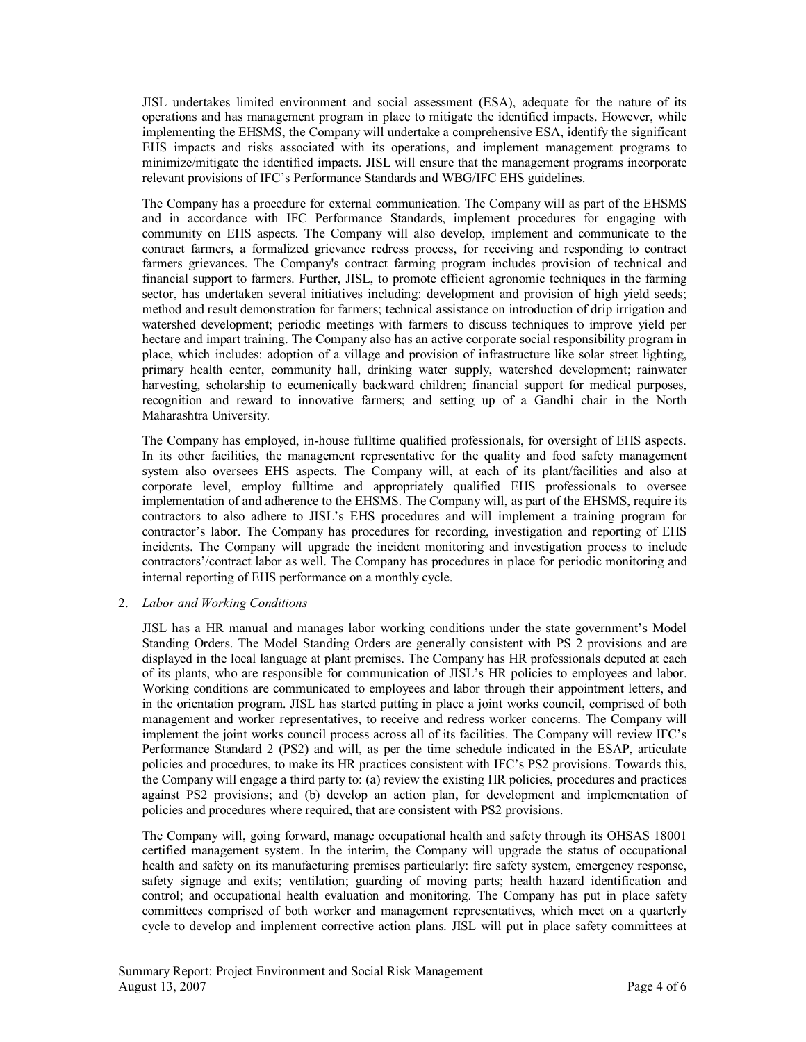JISL undertakes limited environment and social assessment (ESA), adequate for the nature of its operations and has management program in place to mitigate the identified impacts. However, while implementing the EHSMS, the Company will undertake a comprehensive ESA, identify the significant EHS impacts and risks associated with its operations, and implement management programs to minimize/mitigate the identified impacts. JISL will ensure that the management programs incorporate relevant provisions of IFC's Performance Standards and WBG/IFC EHS guidelines.

The Company has a procedure for external communication. The Company will as part of the EHSMS and in accordance with IFC Performance Standards, implement procedures for engaging with community on EHS aspects. The Company will also develop, implement and communicate to the contract farmers, a formalized grievance redress process, for receiving and responding to contract farmers grievances. The Company's contract farming program includes provision of technical and financial support to farmers. Further, JISL, to promote efficient agronomic techniques in the farming sector, has undertaken several initiatives including: development and provision of high yield seeds; method and result demonstration for farmers; technical assistance on introduction of drip irrigation and watershed development; periodic meetings with farmers to discuss techniques to improve yield per hectare and impart training. The Company also has an active corporate social responsibility program in place, which includes: adoption of a village and provision of infrastructure like solar street lighting, primary health center, community hall, drinking water supply, watershed development; rainwater harvesting, scholarship to ecumenically backward children; financial support for medical purposes, recognition and reward to innovative farmers; and setting up of a Gandhi chair in the North Maharashtra University.

The Company has employed, in-house fulltime qualified professionals, for oversight of EHS aspects. In its other facilities, the management representative for the quality and food safety management system also oversees EHS aspects. The Company will, at each of its plant/facilities and also at corporate level, employ fulltime and appropriately qualified EHS professionals to oversee implementation of and adherence to the EHSMS. The Company will, as part of the EHSMS, require its contractors to also adhere to JISL's EHS procedures and will implement a training program for contractor's labor. The Company has procedures for recording, investigation and reporting of EHS incidents. The Company will upgrade the incident monitoring and investigation process to include contractors'/contract labor as well. The Company has procedures in place for periodic monitoring and internal reporting of EHS performance on a monthly cycle.

2. *Labor and Working Conditions*

JISL has a HR manual and manages labor working conditions under the state government's Model Standing Orders. The Model Standing Orders are generally consistent with PS 2 provisions and are displayed in the local language at plant premises. The Company has HR professionals deputed at each of its plants, who are responsible for communication of JISL's HR policies to employees and labor. Working conditions are communicated to employees and labor through their appointment letters, and in the orientation program. JISL has started putting in place a joint works council, comprised of both management and worker representatives, to receive and redress worker concerns. The Company will implement the joint works council process across all of its facilities. The Company will review IFC's Performance Standard 2 (PS2) and will, as per the time schedule indicated in the ESAP, articulate policies and procedures, to make its HR practices consistent with IFC's PS2 provisions. Towards this, the Company will engage a third party to: (a) review the existing HR policies, procedures and practices against PS2 provisions; and (b) develop an action plan, for development and implementation of policies and procedures where required, that are consistent with PS2 provisions.

The Company will, going forward, manage occupational health and safety through its OHSAS 18001 certified management system. In the interim, the Company will upgrade the status of occupational health and safety on its manufacturing premises particularly: fire safety system, emergency response, safety signage and exits; ventilation; guarding of moving parts; health hazard identification and control; and occupational health evaluation and monitoring. The Company has put in place safety committees comprised of both worker and management representatives, which meet on a quarterly cycle to develop and implement corrective action plans. JISL will put in place safety committees at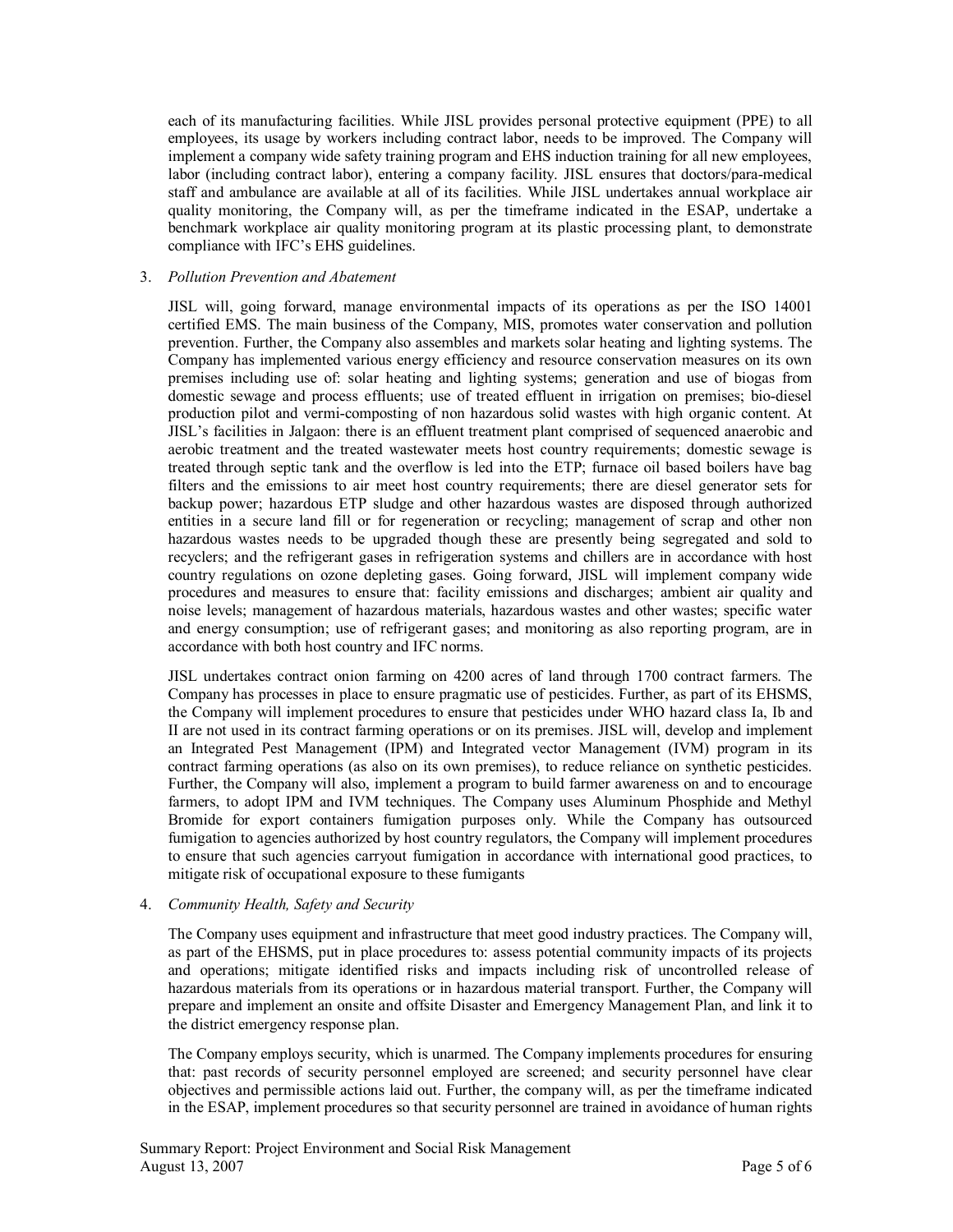each of its manufacturing facilities. While JISL provides personal protective equipment (PPE) to all employees, its usage by workers including contract labor, needs to be improved. The Company will implement a company wide safety training program and EHS induction training for all new employees, labor (including contract labor), entering a company facility. JISL ensures that doctors/para-medical staff and ambulance are available at all of its facilities. While JISL undertakes annual workplace air quality monitoring, the Company will, as per the timeframe indicated in the ESAP, undertake a benchmark workplace air quality monitoring program at its plastic processing plant, to demonstrate compliance with IFC's EHS guidelines.

3. *Pollution Prevention and Abatement*

   JISL will, going forward, manage environmental impacts of its operations as per the ISO 14001 certified EMS. The main business of the Company, MIS, promotes water conservation and pollution prevention. Further, the Company also assembles and markets solar heating and lighting systems. The Company has implemented various energy efficiency and resource conservation measures on its own premises including use of: solar heating and lighting systems; generation and use of biogas from domestic sewage and process effluents; use of treated effluent in irrigation on premises; bio-diesel production pilot and vermi-composting of non hazardous solid wastes with high organic content. At JISL's facilities in Jalgaon: there is an effluent treatment plant comprised of sequenced anaerobic and aerobic treatment and the treated wastewater meets host country requirements; domestic sewage is treated through septic tank and the overflow is led into the ETP; furnace oil based boilers have bag filters and the emissions to air meet host country requirements; there are diesel generator sets for backup power; hazardous ETP sludge and other hazardous wastes are disposed through authorized entities in a secure land fill or for regeneration or recycling; management of scrap and other non hazardous wastes needs to be upgraded though these are presently being segregated and sold to recyclers; and the refrigerant gases in refrigeration systems and chillers are in accordance with host country regulations on ozone depleting gases. Going forward, JISL will implement company wide procedures and measures to ensure that: facility emissions and discharges; ambient air quality and noise levels; management of hazardous materials, hazardous wastes and other wastes; specific water and energy consumption; use of refrigerant gases; and monitoring as also reporting program, are in accordance with both host country and IFC norms.

   JISL undertakes contract onion farming on 4200 acres of land through 1700 contract farmers. The Company has processes in place to ensure pragmatic use of pesticides. Further, as part of its EHSMS, the Company will implement procedures to ensure that pesticides under WHO hazard class Ia, Ib and II are not used in its contract farming operations or on its premises. JISL will, develop and implement an Integrated Pest Management (IPM) and Integrated vector Management (IVM) program in its contract farming operations (as also on its own premises), to reduce reliance on synthetic pesticides. Further, the Company will also, implement a program to build farmer awareness on and to encourage farmers, to adopt IPM and IVM techniques. The Company uses Aluminum Phosphide and Methyl Bromide for export containers fumigation purposes only. While the Company has outsourced fumigation to agencies authorized by host country regulators, the Company will implement procedures to ensure that such agencies carryout fumigation in accordance with international good practices, to mitigate risk of occupational exposure to these fumigants

4. *Community Health, Safety and Security*

   The Company uses equipment and infrastructure that meet good industry practices. The Company will, as part of the EHSMS, put in place procedures to: assess potential community impacts of its projects and operations; mitigate identified risks and impacts including risk of uncontrolled release of hazardous materials from its operations or in hazardous material transport. Further, the Company will prepare and implement an onsite and offsite Disaster and Emergency Management Plan, and link it to the district emergency response plan.

   The Company employs security, which is unarmed. The Company implements procedures for ensuring that: past records of security personnel employed are screened; and security personnel have clear objectives and permissible actions laid out. Further, the company will, as per the timeframe indicated in the ESAP, implement procedures so that security personnel are trained in avoidance of human rights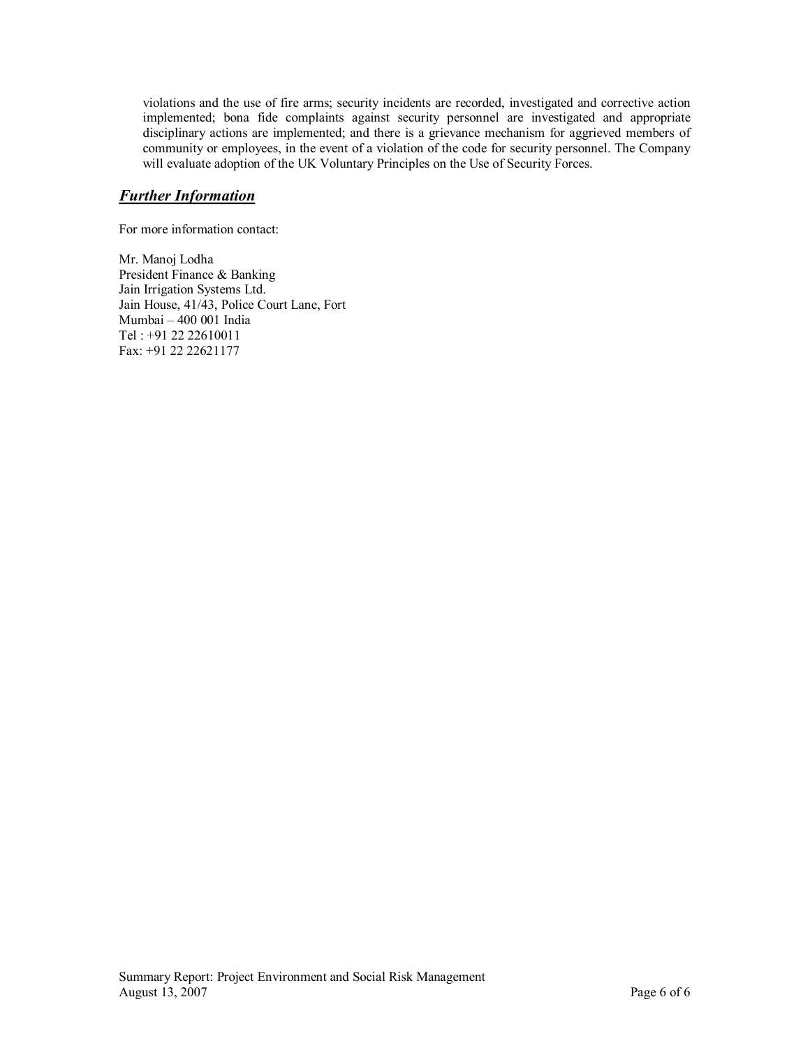violations and the use of fire arms; security incidents are recorded, investigated and corrective action implemented; bona fide complaints against security personnel are investigated and appropriate disciplinary actions are implemented; and there is a grievance mechanism for aggrieved members of community or employees, in the event of a violation of the code for security personnel. The Company will evaluate adoption of the UK Voluntary Principles on the Use of Security Forces.

## ***Further Information***

For more information contact:

Mr. Manoj Lodha  
President Finance & Banking  
Jain Irrigation Systems Ltd.  
Jain House, 41/43, Police Court Lane, Fort  
Mumbai – 400 001 India  
Tel : +91 22 22610011  
Fax: +91 22 22621177